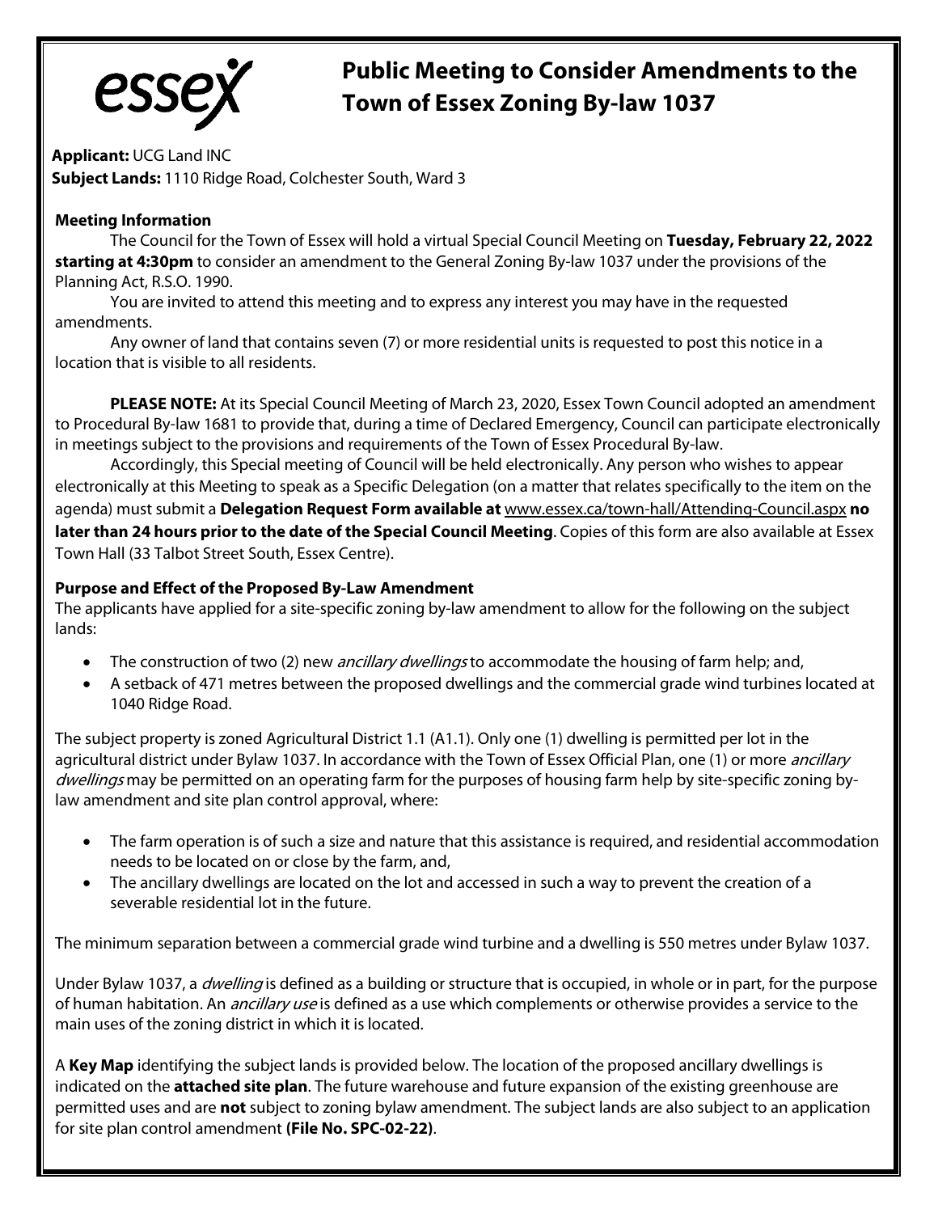# Public Meeting to Consider Amendments to the Town of Essex Zoning By-law 1037

**Applicant:** UCG Land INC
**Subject Lands:** 1110 Ridge Road, Colchester South, Ward 3

### Meeting Information

The Council for the Town of Essex will hold a virtual Special Council Meeting on **Tuesday, February 22, 2022 starting at 4:30pm** to consider an amendment to the General Zoning By-law 1037 under the provisions of the Planning Act, R.S.O. 1990.

You are invited to attend this meeting and to express any interest you may have in the requested amendments.

Any owner of land that contains seven (7) or more residential units is requested to post this notice in a location that is visible to all residents.

**PLEASE NOTE:** At its Special Council Meeting of March 23, 2020, Essex Town Council adopted an amendment to Procedural By-law 1681 to provide that, during a time of Declared Emergency, Council can participate electronically in meetings subject to the provisions and requirements of the Town of Essex Procedural By-law.

Accordingly, this Special meeting of Council will be held electronically. Any person who wishes to appear electronically at this Meeting to speak as a Specific Delegation (on a matter that relates specifically to the item on the agenda) must submit a **Delegation Request Form available at** www.essex.ca/town-hall/Attending-Council.aspx **no later than 24 hours prior to the date of the Special Council Meeting**. Copies of this form are also available at Essex Town Hall (33 Talbot Street South, Essex Centre).

### Purpose and Effect of the Proposed By-Law Amendment

The applicants have applied for a site-specific zoning by-law amendment to allow for the following on the subject lands:

- The construction of two (2) new *ancillary dwellings* to accommodate the housing of farm help; and,
- A setback of 471 metres between the proposed dwellings and the commercial grade wind turbines located at 1040 Ridge Road.

The subject property is zoned Agricultural District 1.1 (A1.1). Only one (1) dwelling is permitted per lot in the agricultural district under Bylaw 1037. In accordance with the Town of Essex Official Plan, one (1) or more *ancillary dwellings* may be permitted on an operating farm for the purposes of housing farm help by site-specific zoning by-law amendment and site plan control approval, where:

- The farm operation is of such a size and nature that this assistance is required, and residential accommodation needs to be located on or close by the farm, and,
- The ancillary dwellings are located on the lot and accessed in such a way to prevent the creation of a severable residential lot in the future.

The minimum separation between a commercial grade wind turbine and a dwelling is 550 metres under Bylaw 1037.

Under Bylaw 1037, a *dwelling* is defined as a building or structure that is occupied, in whole or in part, for the purpose of human habitation. An *ancillary use* is defined as a use which complements or otherwise provides a service to the main uses of the zoning district in which it is located.

A **Key Map** identifying the subject lands is provided below. The location of the proposed ancillary dwellings is indicated on the **attached site plan**. The future warehouse and future expansion of the existing greenhouse are permitted uses and are **not** subject to zoning bylaw amendment. The subject lands are also subject to an application for site plan control amendment **(File No. SPC-02-22)**.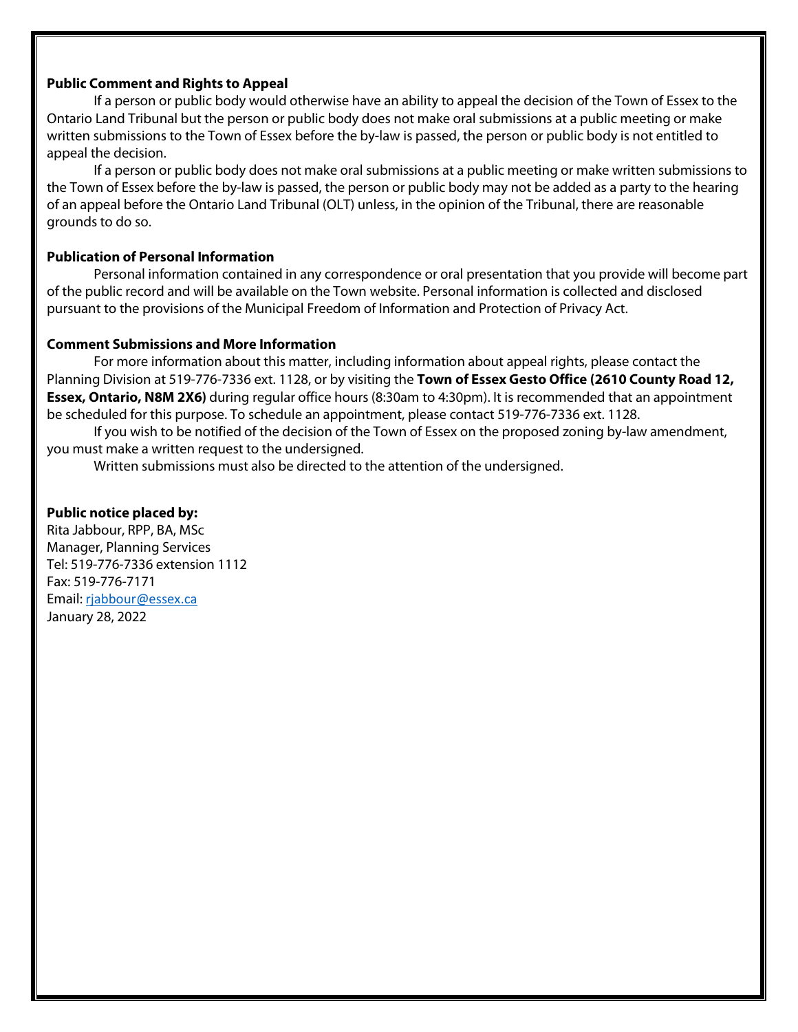**Public Comment and Rights to Appeal**

If a person or public body would otherwise have an ability to appeal the decision of the Town of Essex to the Ontario Land Tribunal but the person or public body does not make oral submissions at a public meeting or make written submissions to the Town of Essex before the by-law is passed, the person or public body is not entitled to appeal the decision.

If a person or public body does not make oral submissions at a public meeting or make written submissions to the Town of Essex before the by-law is passed, the person or public body may not be added as a party to the hearing of an appeal before the Ontario Land Tribunal (OLT) unless, in the opinion of the Tribunal, there are reasonable grounds to do so.

**Publication of Personal Information**

Personal information contained in any correspondence or oral presentation that you provide will become part of the public record and will be available on the Town website. Personal information is collected and disclosed pursuant to the provisions of the Municipal Freedom of Information and Protection of Privacy Act.

**Comment Submissions and More Information**

For more information about this matter, including information about appeal rights, please contact the Planning Division at 519-776-7336 ext. 1128, or by visiting the **Town of Essex Gesto Office (2610 County Road 12, Essex, Ontario, N8M 2X6)** during regular office hours (8:30am to 4:30pm). It is recommended that an appointment be scheduled for this purpose. To schedule an appointment, please contact 519-776-7336 ext. 1128.

If you wish to be notified of the decision of the Town of Essex on the proposed zoning by-law amendment, you must make a written request to the undersigned.

Written submissions must also be directed to the attention of the undersigned.

**Public notice placed by:**
Rita Jabbour, RPP, BA, MSc
Manager, Planning Services
Tel: 519-776-7336 extension 1112
Fax: 519-776-7171
Email: rjabbour@essex.ca
January 28, 2022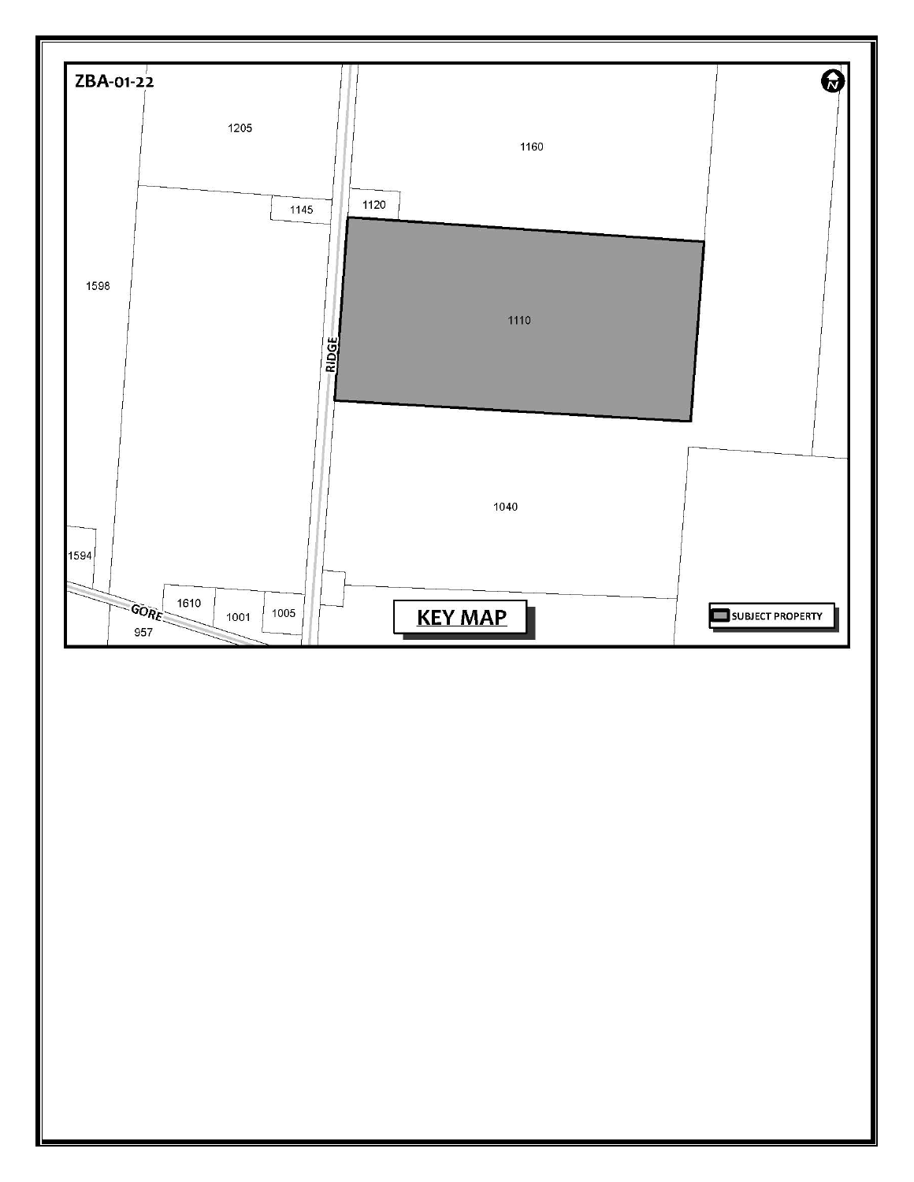ZBA-01-22

1205

1160

1145

1120

1598

1110

RIDGE

1040

1594

1610

1001

1005

GORE

957

**KEY MAP**

SUBJECT PROPERTY